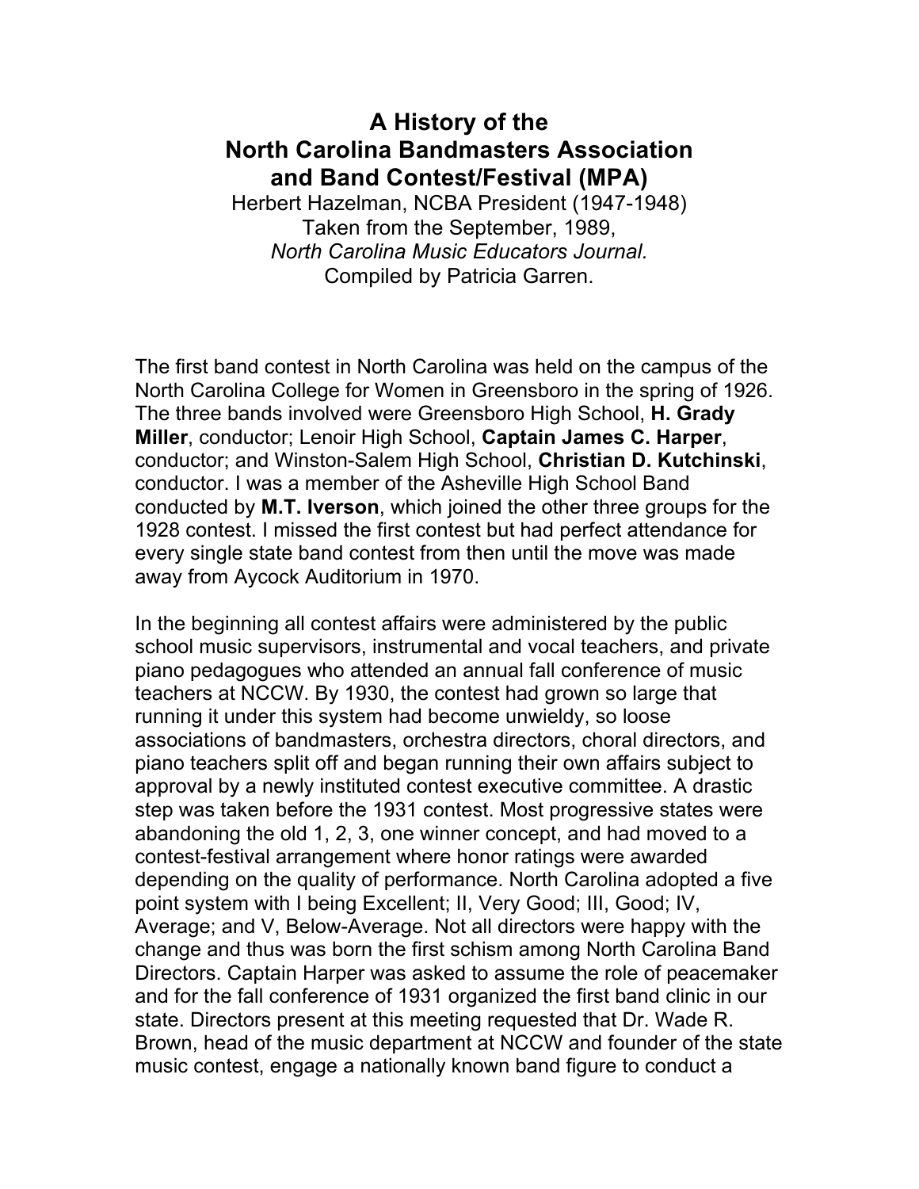# A History of the North Carolina Bandmasters Association and Band Contest/Festival (MPA)

Herbert Hazelman, NCBA President (1947-1948)
Taken from the September, 1989,
*North Carolina Music Educators Journal.*
Compiled by Patricia Garren.

The first band contest in North Carolina was held on the campus of the North Carolina College for Women in Greensboro in the spring of 1926. The three bands involved were Greensboro High School, **H. Grady Miller**, conductor; Lenoir High School, **Captain James C. Harper**, conductor; and Winston-Salem High School, **Christian D. Kutchinski**, conductor. I was a member of the Asheville High School Band conducted by **M.T. Iverson**, which joined the other three groups for the 1928 contest. I missed the first contest but had perfect attendance for every single state band contest from then until the move was made away from Aycock Auditorium in 1970.

In the beginning all contest affairs were administered by the public school music supervisors, instrumental and vocal teachers, and private piano pedagogues who attended an annual fall conference of music teachers at NCCW. By 1930, the contest had grown so large that running it under this system had become unwieldy, so loose associations of bandmasters, orchestra directors, choral directors, and piano teachers split off and began running their own affairs subject to approval by a newly instituted contest executive committee. A drastic step was taken before the 1931 contest. Most progressive states were abandoning the old 1, 2, 3, one winner concept, and had moved to a contest-festival arrangement where honor ratings were awarded depending on the quality of performance. North Carolina adopted a five point system with I being Excellent; II, Very Good; III, Good; IV, Average; and V, Below-Average. Not all directors were happy with the change and thus was born the first schism among North Carolina Band Directors. Captain Harper was asked to assume the role of peacemaker and for the fall conference of 1931 organized the first band clinic in our state. Directors present at this meeting requested that Dr. Wade R. Brown, head of the music department at NCCW and founder of the state music contest, engage a nationally known band figure to conduct a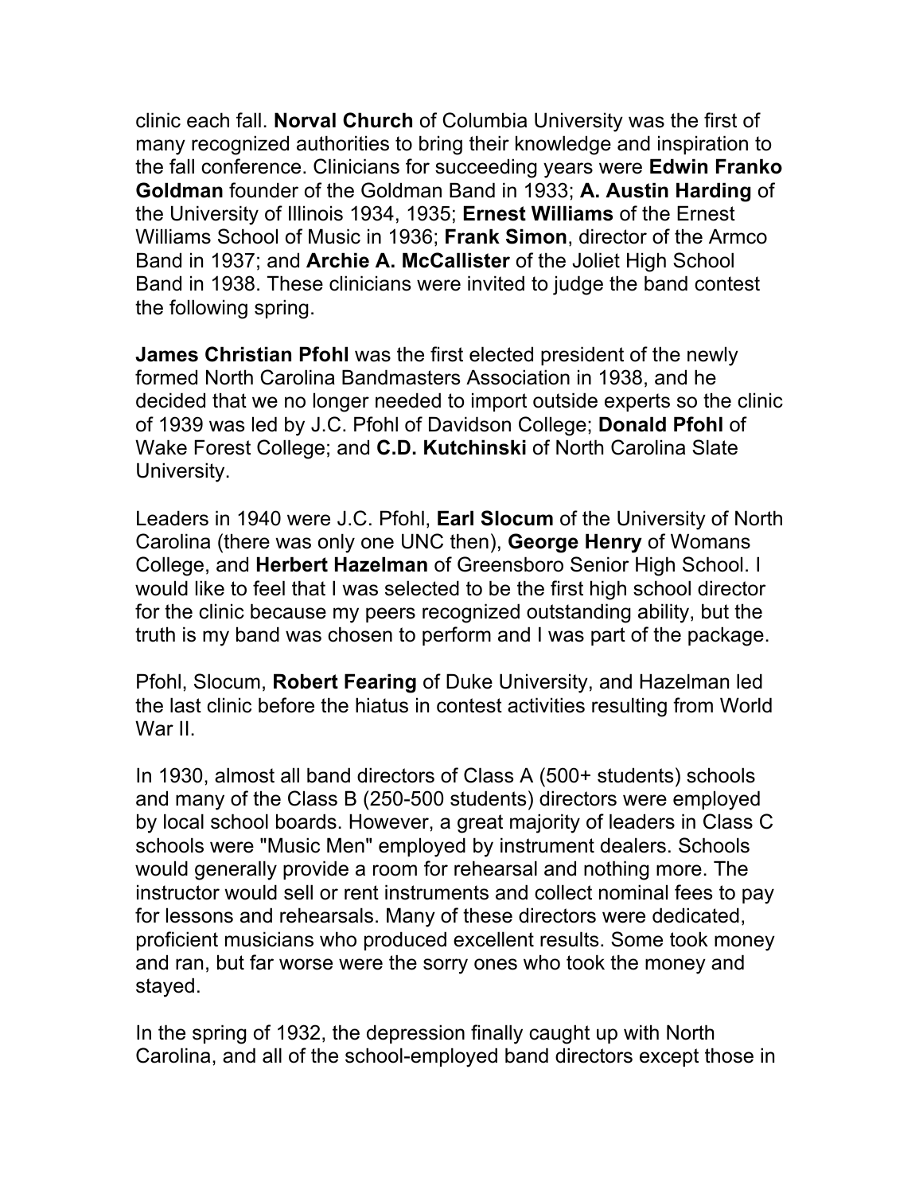clinic each fall. **Norval Church** of Columbia University was the first of many recognized authorities to bring their knowledge and inspiration to the fall conference. Clinicians for succeeding years were **Edwin Franko Goldman** founder of the Goldman Band in 1933; **A. Austin Harding** of the University of Illinois 1934, 1935; **Ernest Williams** of the Ernest Williams School of Music in 1936; **Frank Simon**, director of the Armco Band in 1937; and **Archie A. McCallister** of the Joliet High School Band in 1938. These clinicians were invited to judge the band contest the following spring.

**James Christian Pfohl** was the first elected president of the newly formed North Carolina Bandmasters Association in 1938, and he decided that we no longer needed to import outside experts so the clinic of 1939 was led by J.C. Pfohl of Davidson College; **Donald Pfohl** of Wake Forest College; and **C.D. Kutchinski** of North Carolina Slate University.

Leaders in 1940 were J.C. Pfohl, **Earl Slocum** of the University of North Carolina (there was only one UNC then), **George Henry** of Womans College, and **Herbert Hazelman** of Greensboro Senior High School. I would like to feel that I was selected to be the first high school director for the clinic because my peers recognized outstanding ability, but the truth is my band was chosen to perform and I was part of the package.

Pfohl, Slocum, **Robert Fearing** of Duke University, and Hazelman led the last clinic before the hiatus in contest activities resulting from World War II.

In 1930, almost all band directors of Class A (500+ students) schools and many of the Class B (250-500 students) directors were employed by local school boards. However, a great majority of leaders in Class C schools were "Music Men" employed by instrument dealers. Schools would generally provide a room for rehearsal and nothing more. The instructor would sell or rent instruments and collect nominal fees to pay for lessons and rehearsals. Many of these directors were dedicated, proficient musicians who produced excellent results. Some took money and ran, but far worse were the sorry ones who took the money and stayed.

In the spring of 1932, the depression finally caught up with North Carolina, and all of the school-employed band directors except those in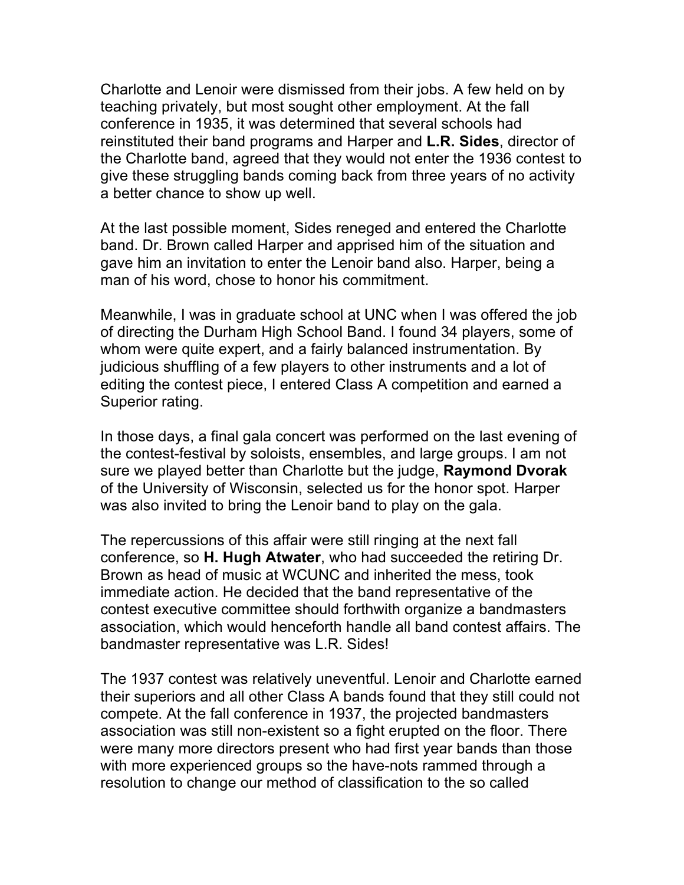Charlotte and Lenoir were dismissed from their jobs. A few held on by teaching privately, but most sought other employment. At the fall conference in 1935, it was determined that several schools had reinstituted their band programs and Harper and **L.R. Sides**, director of the Charlotte band, agreed that they would not enter the 1936 contest to give these struggling bands coming back from three years of no activity a better chance to show up well.

At the last possible moment, Sides reneged and entered the Charlotte band. Dr. Brown called Harper and apprised him of the situation and gave him an invitation to enter the Lenoir band also. Harper, being a man of his word, chose to honor his commitment.

Meanwhile, I was in graduate school at UNC when I was offered the job of directing the Durham High School Band. I found 34 players, some of whom were quite expert, and a fairly balanced instrumentation. By judicious shuffling of a few players to other instruments and a lot of editing the contest piece, I entered Class A competition and earned a Superior rating.

In those days, a final gala concert was performed on the last evening of the contest-festival by soloists, ensembles, and large groups. I am not sure we played better than Charlotte but the judge, **Raymond Dvorak** of the University of Wisconsin, selected us for the honor spot. Harper was also invited to bring the Lenoir band to play on the gala.

The repercussions of this affair were still ringing at the next fall conference, so **H. Hugh Atwater**, who had succeeded the retiring Dr. Brown as head of music at WCUNC and inherited the mess, took immediate action. He decided that the band representative of the contest executive committee should forthwith organize a bandmasters association, which would henceforth handle all band contest affairs. The bandmaster representative was L.R. Sides!

The 1937 contest was relatively uneventful. Lenoir and Charlotte earned their superiors and all other Class A bands found that they still could not compete. At the fall conference in 1937, the projected bandmasters association was still non-existent so a fight erupted on the floor. There were many more directors present who had first year bands than those with more experienced groups so the have-nots rammed through a resolution to change our method of classification to the so called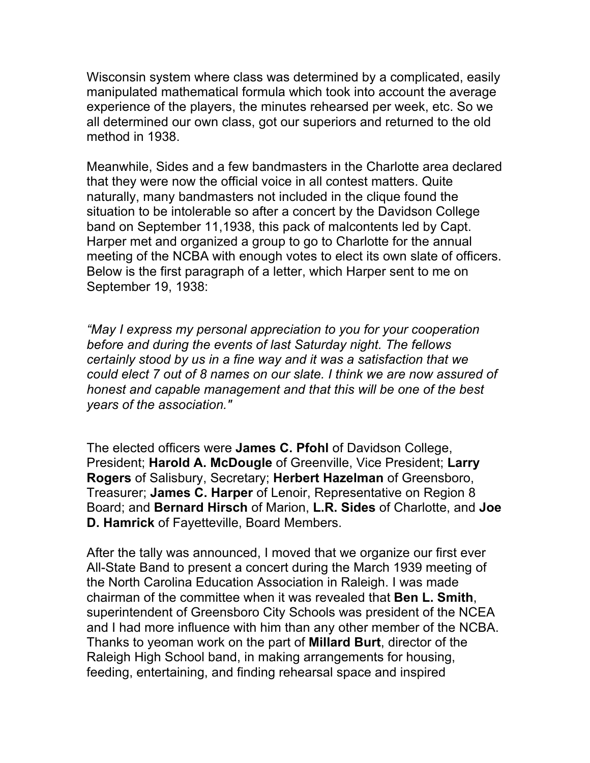Wisconsin system where class was determined by a complicated, easily manipulated mathematical formula which took into account the average experience of the players, the minutes rehearsed per week, etc. So we all determined our own class, got our superiors and returned to the old method in 1938.

Meanwhile, Sides and a few bandmasters in the Charlotte area declared that they were now the official voice in all contest matters. Quite naturally, many bandmasters not included in the clique found the situation to be intolerable so after a concert by the Davidson College band on September 11,1938, this pack of malcontents led by Capt. Harper met and organized a group to go to Charlotte for the annual meeting of the NCBA with enough votes to elect its own slate of officers. Below is the first paragraph of a letter, which Harper sent to me on September 19, 1938:

*"May I express my personal appreciation to you for your cooperation before and during the events of last Saturday night. The fellows certainly stood by us in a fine way and it was a satisfaction that we could elect 7 out of 8 names on our slate. I think we are now assured of honest and capable management and that this will be one of the best years of the association."*

The elected officers were **James C. Pfohl** of Davidson College, President; **Harold A. McDougle** of Greenville, Vice President; **Larry Rogers** of Salisbury, Secretary; **Herbert Hazelman** of Greensboro, Treasurer; **James C. Harper** of Lenoir, Representative on Region 8 Board; and **Bernard Hirsch** of Marion, **L.R. Sides** of Charlotte, and **Joe D. Hamrick** of Fayetteville, Board Members.

After the tally was announced, I moved that we organize our first ever All-State Band to present a concert during the March 1939 meeting of the North Carolina Education Association in Raleigh. I was made chairman of the committee when it was revealed that **Ben L. Smith**, superintendent of Greensboro City Schools was president of the NCEA and I had more influence with him than any other member of the NCBA. Thanks to yeoman work on the part of **Millard Burt**, director of the Raleigh High School band, in making arrangements for housing, feeding, entertaining, and finding rehearsal space and inspired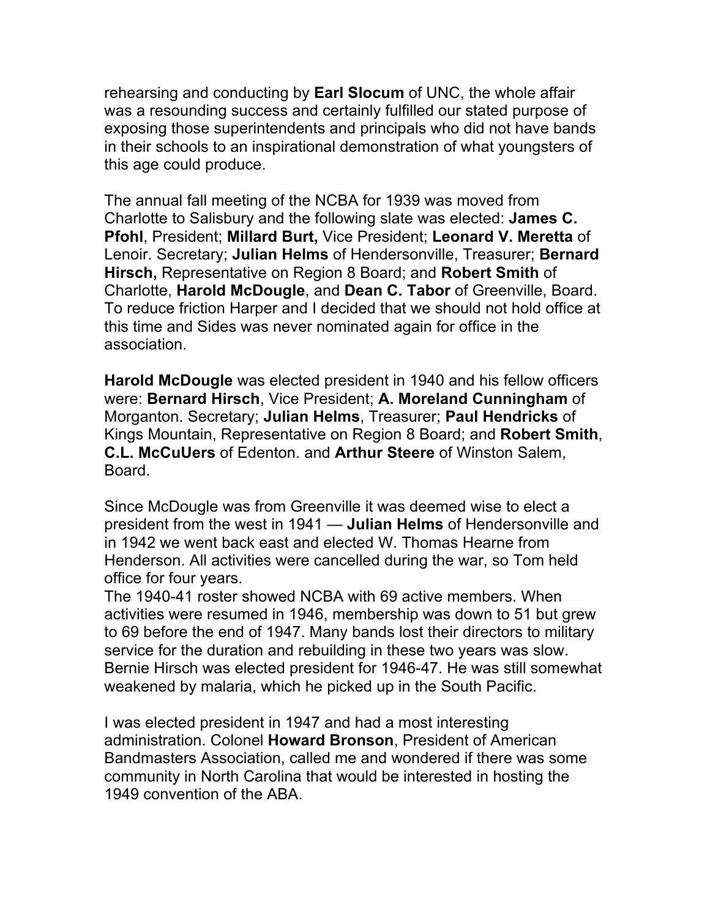rehearsing and conducting by **Earl Slocum** of UNC, the whole affair was a resounding success and certainly fulfilled our stated purpose of exposing those superintendents and principals who did not have bands in their schools to an inspirational demonstration of what youngsters of this age could produce.

The annual fall meeting of the NCBA for 1939 was moved from Charlotte to Salisbury and the following slate was elected: **James C. Pfohl**, President; **Millard Burt,** Vice President; **Leonard V. Meretta** of Lenoir. Secretary; **Julian Helms** of Hendersonville, Treasurer; **Bernard Hirsch,** Representative on Region 8 Board; and **Robert Smith** of Charlotte, **Harold McDougle**, and **Dean C. Tabor** of Greenville, Board. To reduce friction Harper and I decided that we should not hold office at this time and Sides was never nominated again for office in the association.

**Harold McDougle** was elected president in 1940 and his fellow officers were: **Bernard Hirsch**, Vice President; **A. Moreland Cunningham** of Morganton. Secretary; **Julian Helms**, Treasurer; **Paul Hendricks** of Kings Mountain, Representative on Region 8 Board; and **Robert Smith**, **C.L. McCuUers** of Edenton. and **Arthur Steere** of Winston Salem, Board.

Since McDougle was from Greenville it was deemed wise to elect a president from the west in 1941 — **Julian Helms** of Hendersonville and in 1942 we went back east and elected W. Thomas Hearne from Henderson. All activities were cancelled during the war, so Tom held office for four years.
The 1940-41 roster showed NCBA with 69 active members. When activities were resumed in 1946, membership was down to 51 but grew to 69 before the end of 1947. Many bands lost their directors to military service for the duration and rebuilding in these two years was slow. Bernie Hirsch was elected president for 1946-47. He was still somewhat weakened by malaria, which he picked up in the South Pacific.

I was elected president in 1947 and had a most interesting administration. Colonel **Howard Bronson**, President of American Bandmasters Association, called me and wondered if there was some community in North Carolina that would be interested in hosting the 1949 convention of the ABA.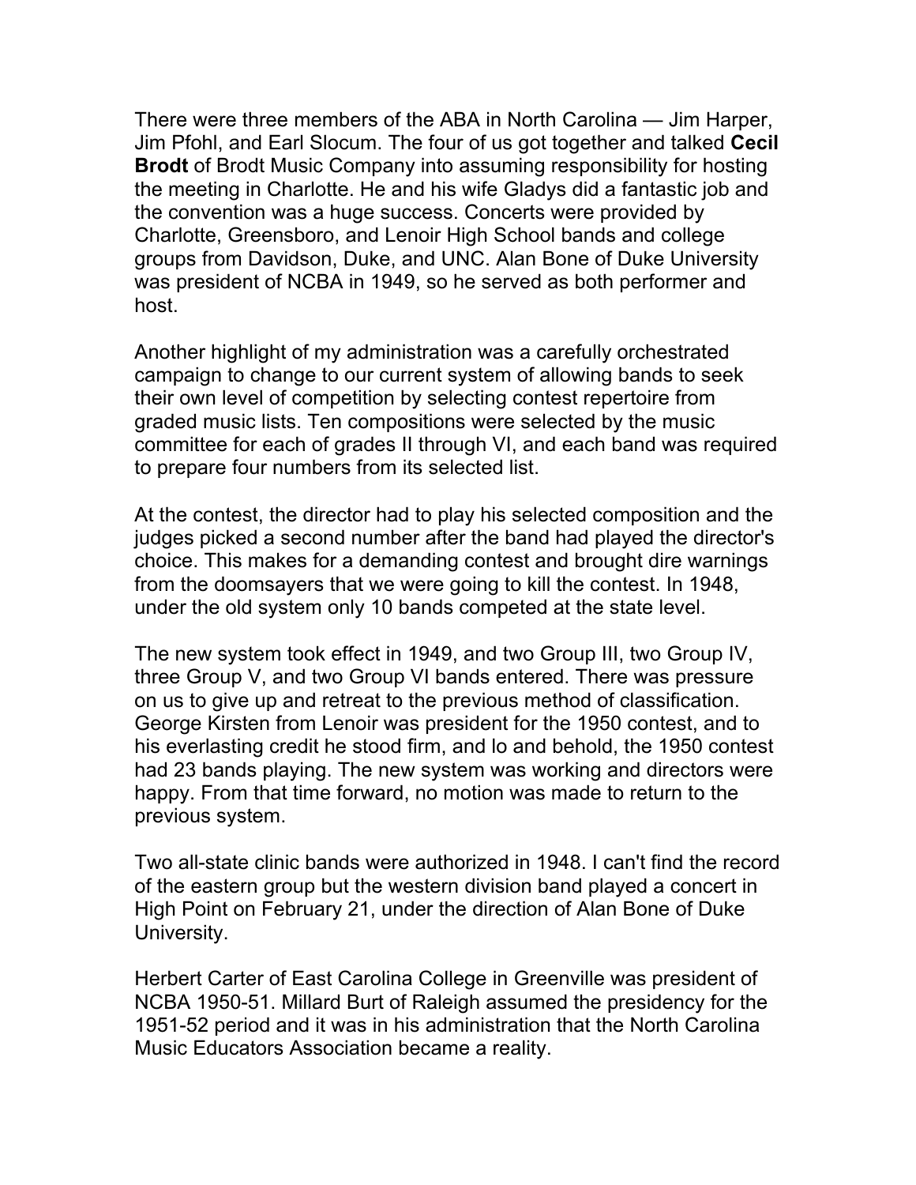There were three members of the ABA in North Carolina — Jim Harper, Jim Pfohl, and Earl Slocum. The four of us got together and talked **Cecil Brodt** of Brodt Music Company into assuming responsibility for hosting the meeting in Charlotte. He and his wife Gladys did a fantastic job and the convention was a huge success. Concerts were provided by Charlotte, Greensboro, and Lenoir High School bands and college groups from Davidson, Duke, and UNC. Alan Bone of Duke University was president of NCBA in 1949, so he served as both performer and host.

Another highlight of my administration was a carefully orchestrated campaign to change to our current system of allowing bands to seek their own level of competition by selecting contest repertoire from graded music lists. Ten compositions were selected by the music committee for each of grades II through VI, and each band was required to prepare four numbers from its selected list.

At the contest, the director had to play his selected composition and the judges picked a second number after the band had played the director's choice. This makes for a demanding contest and brought dire warnings from the doomsayers that we were going to kill the contest. In 1948, under the old system only 10 bands competed at the state level.

The new system took effect in 1949, and two Group III, two Group IV, three Group V, and two Group VI bands entered. There was pressure on us to give up and retreat to the previous method of classification. George Kirsten from Lenoir was president for the 1950 contest, and to his everlasting credit he stood firm, and lo and behold, the 1950 contest had 23 bands playing. The new system was working and directors were happy. From that time forward, no motion was made to return to the previous system.

Two all-state clinic bands were authorized in 1948. I can't find the record of the eastern group but the western division band played a concert in High Point on February 21, under the direction of Alan Bone of Duke University.

Herbert Carter of East Carolina College in Greenville was president of NCBA 1950-51. Millard Burt of Raleigh assumed the presidency for the 1951-52 period and it was in his administration that the North Carolina Music Educators Association became a reality.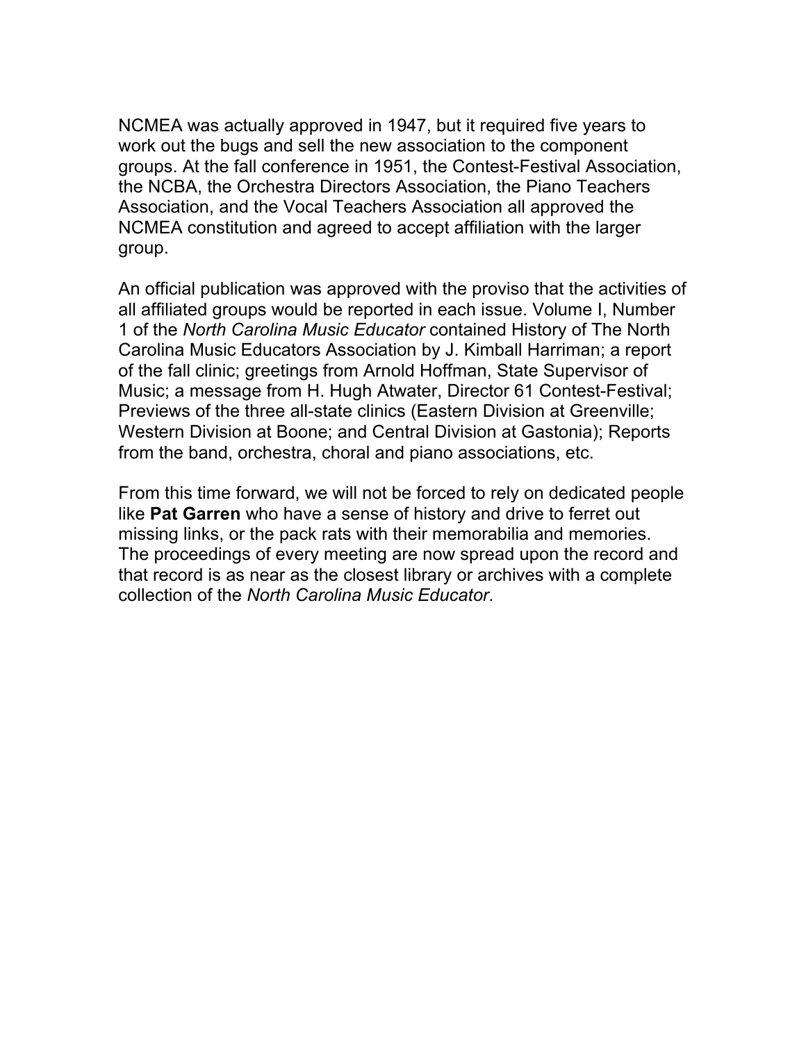NCMEA was actually approved in 1947, but it required five years to work out the bugs and sell the new association to the component groups. At the fall conference in 1951, the Contest-Festival Association, the NCBA, the Orchestra Directors Association, the Piano Teachers Association, and the Vocal Teachers Association all approved the NCMEA constitution and agreed to accept affiliation with the larger group.

An official publication was approved with the proviso that the activities of all affiliated groups would be reported in each issue. Volume I, Number 1 of the *North Carolina Music Educator* contained History of The North Carolina Music Educators Association by J. Kimball Harriman; a report of the fall clinic; greetings from Arnold Hoffman, State Supervisor of Music; a message from H. Hugh Atwater, Director 61 Contest-Festival; Previews of the three all-state clinics (Eastern Division at Greenville; Western Division at Boone; and Central Division at Gastonia); Reports from the band, orchestra, choral and piano associations, etc.

From this time forward, we will not be forced to rely on dedicated people like **Pat Garren** who have a sense of history and drive to ferret out missing links, or the pack rats with their memorabilia and memories. The proceedings of every meeting are now spread upon the record and that record is as near as the closest library or archives with a complete collection of the *North Carolina Music Educator*.